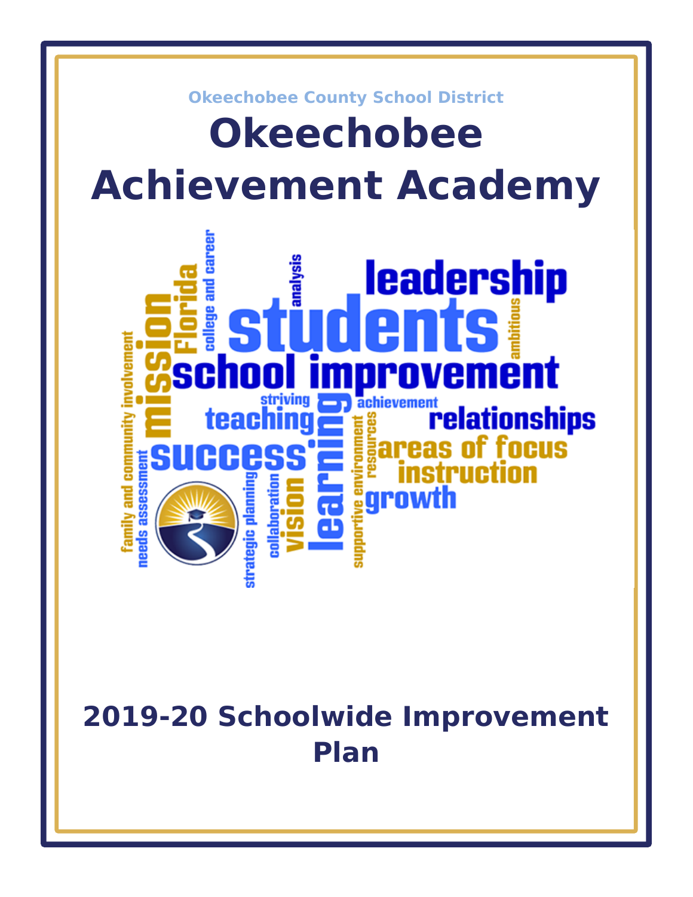Okeechobee County School District

# Okeechobee Achievement Academy

## 2019-20 Schoolwide Improvement Plan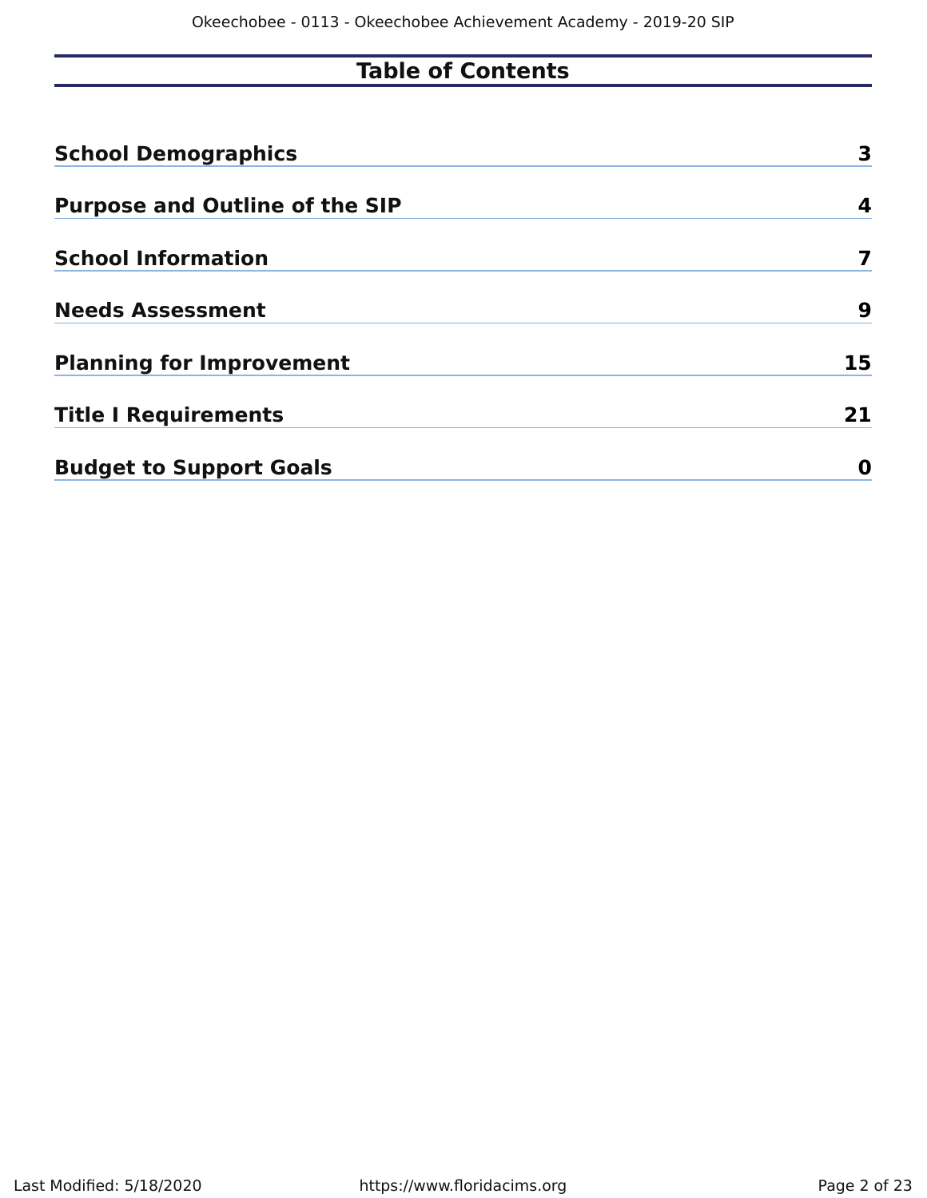# Table of Contents

| | |
|---|---|
| **School Demographics** | **3** |
| **Purpose and Outline of the SIP** | **4** |
| **School Information** | **7** |
| **Needs Assessment** | **9** |
| **Planning for Improvement** | **15** |
| **Title I Requirements** | **21** |
| **Budget to Support Goals** | **0** |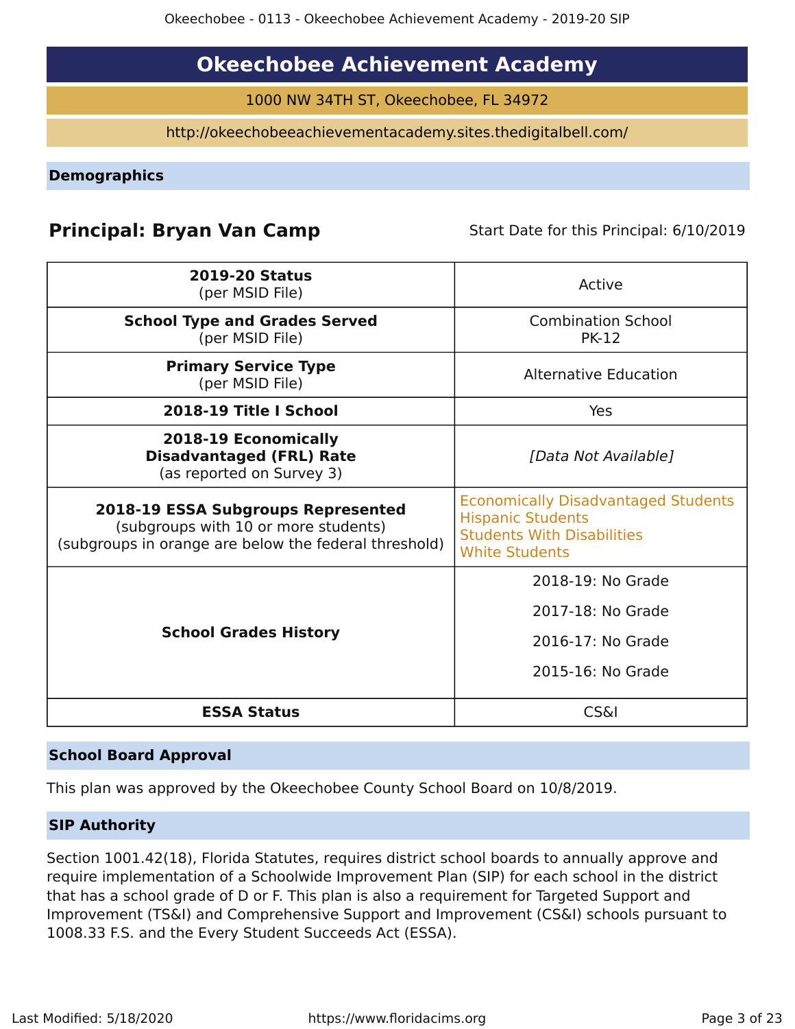# Okeechobee Achievement Academy

1000 NW 34TH ST, Okeechobee, FL 34972

http://okeechobeeachievementacademy.sites.thedigitalbell.com/

## Demographics

**Principal: Bryan Van Camp** Start Date for this Principal: 6/10/2019

| | |
|---|---|
| **2019-20 Status** (per MSID File) | Active |
| **School Type and Grades Served** (per MSID File) | Combination School PK-12 |
| **Primary Service Type** (per MSID File) | Alternative Education |
| **2018-19 Title I School** | Yes |
| **2018-19 Economically Disadvantaged (FRL) Rate** (as reported on Survey 3) | *[Data Not Available]* |
| **2018-19 ESSA Subgroups Represented** (subgroups with 10 or more students) (subgroups in orange are below the federal threshold) | Economically Disadvantaged Students<br>Hispanic Students<br>Students With Disabilities<br>White Students |
| **School Grades History** | 2018-19: No Grade<br>2017-18: No Grade<br>2016-17: No Grade<br>2015-16: No Grade |
| **ESSA Status** | CS&I |

## School Board Approval

This plan was approved by the Okeechobee County School Board on 10/8/2019.

## SIP Authority

Section 1001.42(18), Florida Statutes, requires district school boards to annually approve and require implementation of a Schoolwide Improvement Plan (SIP) for each school in the district that has a school grade of D or F. This plan is also a requirement for Targeted Support and Improvement (TS&I) and Comprehensive Support and Improvement (CS&I) schools pursuant to 1008.33 F.S. and the Every Student Succeeds Act (ESSA).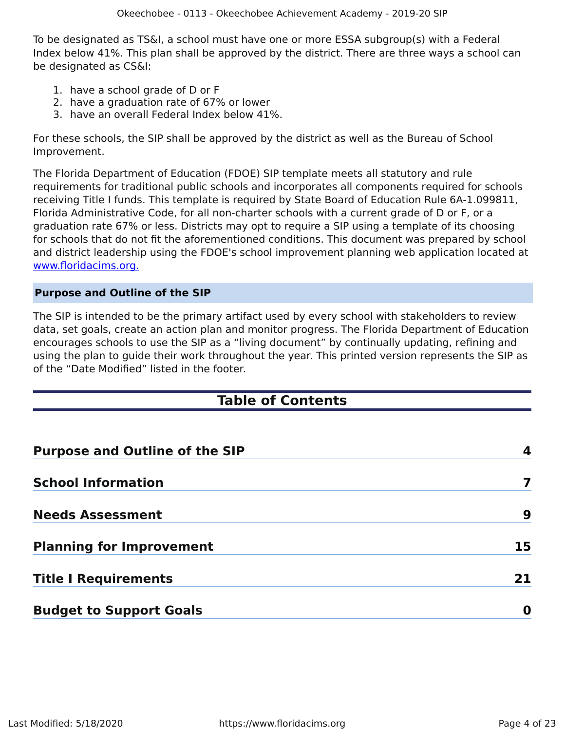To be designated as TS&I, a school must have one or more ESSA subgroup(s) with a Federal Index below 41%. This plan shall be approved by the district. There are three ways a school can be designated as CS&I:

1. have a school grade of D or F
2. have a graduation rate of 67% or lower
3. have an overall Federal Index below 41%.

For these schools, the SIP shall be approved by the district as well as the Bureau of School Improvement.

The Florida Department of Education (FDOE) SIP template meets all statutory and rule requirements for traditional public schools and incorporates all components required for schools receiving Title I funds. This template is required by State Board of Education Rule 6A-1.099811, Florida Administrative Code, for all non-charter schools with a current grade of D or F, or a graduation rate 67% or less. Districts may opt to require a SIP using a template of its choosing for schools that do not fit the aforementioned conditions. This document was prepared by school and district leadership using the FDOE's school improvement planning web application located at www.floridacims.org.

## Purpose and Outline of the SIP

The SIP is intended to be the primary artifact used by every school with stakeholders to review data, set goals, create an action plan and monitor progress. The Florida Department of Education encourages schools to use the SIP as a “living document” by continually updating, refining and using the plan to guide their work throughout the year. This printed version represents the SIP as of the “Date Modified” listed in the footer.

## Table of Contents

| | |
|---|---|
| **Purpose and Outline of the SIP** | **4** |
| **School Information** | **7** |
| **Needs Assessment** | **9** |
| **Planning for Improvement** | **15** |
| **Title I Requirements** | **21** |
| **Budget to Support Goals** | **0** |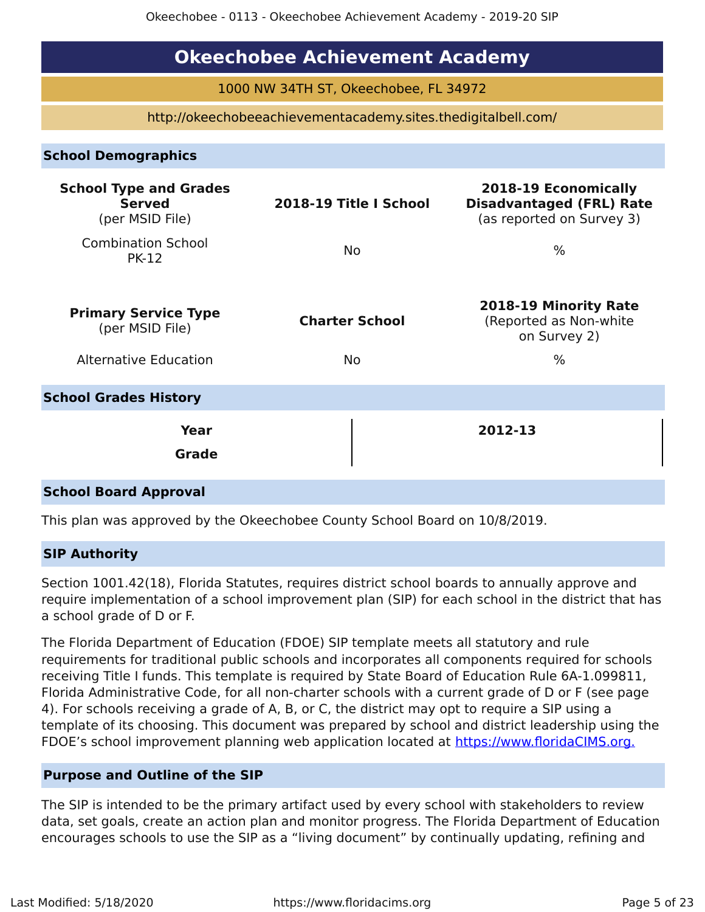# Okeechobee Achievement Academy

1000 NW 34TH ST, Okeechobee, FL 34972

http://okeechobeeachievementacademy.sites.thedigitalbell.com/

## School Demographics

| **School Type and Grades Served** (per MSID File) | **2018-19 Title I School** | **2018-19 Economically Disadvantaged (FRL) Rate** (as reported on Survey 3) |
|---|---|---|
| Combination School PK-12 | No | % |

| **Primary Service Type** (per MSID File) | **Charter School** | **2018-19 Minority Rate** (Reported as Non-white on Survey 2) |
|---|---|---|
| Alternative Education | No | % |

## School Grades History

| **Year** | **2012-13** |
|---|---|
| **Grade** | |

## School Board Approval

This plan was approved by the Okeechobee County School Board on 10/8/2019.

## SIP Authority

Section 1001.42(18), Florida Statutes, requires district school boards to annually approve and require implementation of a school improvement plan (SIP) for each school in the district that has a school grade of D or F.

The Florida Department of Education (FDOE) SIP template meets all statutory and rule requirements for traditional public schools and incorporates all components required for schools receiving Title I funds. This template is required by State Board of Education Rule 6A-1.099811, Florida Administrative Code, for all non-charter schools with a current grade of D or F (see page 4). For schools receiving a grade of A, B, or C, the district may opt to require a SIP using a template of its choosing. This document was prepared by school and district leadership using the FDOE's school improvement planning web application located at https://www.floridaCIMS.org.

## Purpose and Outline of the SIP

The SIP is intended to be the primary artifact used by every school with stakeholders to review data, set goals, create an action plan and monitor progress. The Florida Department of Education encourages schools to use the SIP as a "living document" by continually updating, refining and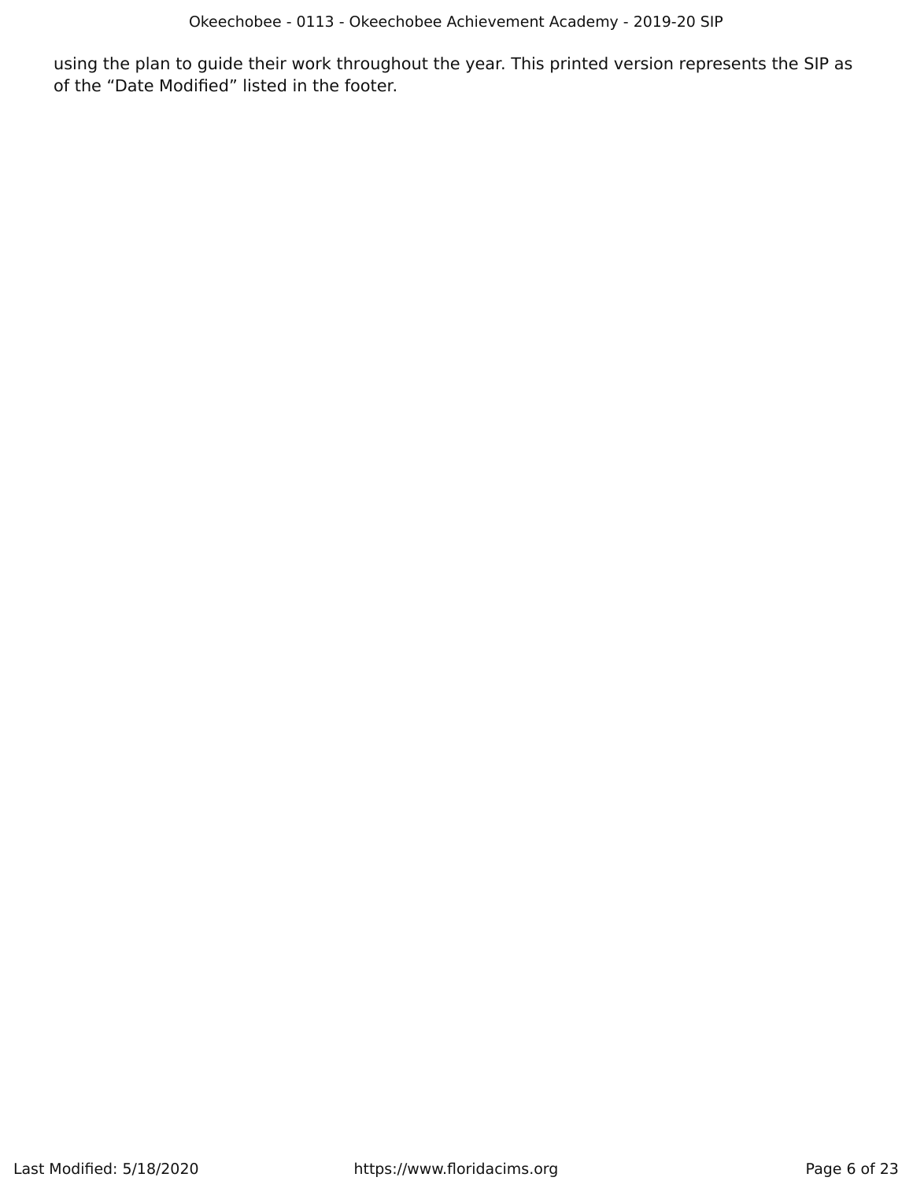using the plan to guide their work throughout the year. This printed version represents the SIP as of the “Date Modified” listed in the footer.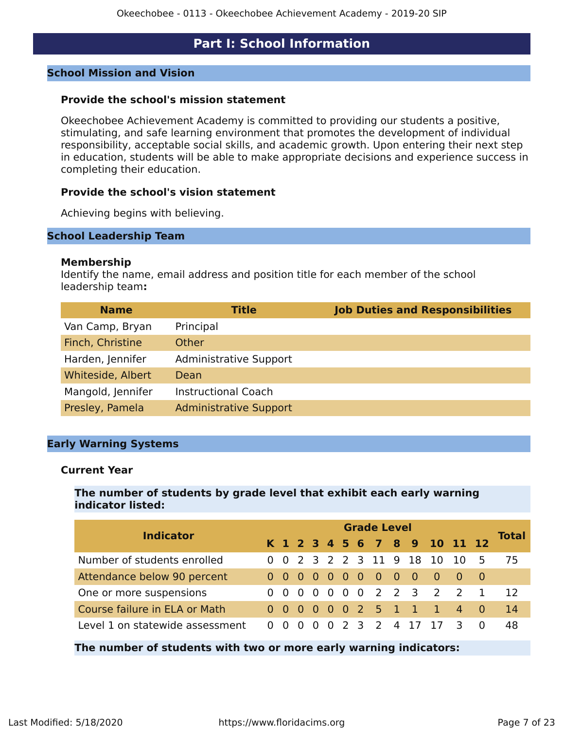# Part I: School Information

## School Mission and Vision

### Provide the school's mission statement

Okeechobee Achievement Academy is committed to providing our students a positive, stimulating, and safe learning environment that promotes the development of individual responsibility, acceptable social skills, and academic growth. Upon entering their next step in education, students will be able to make appropriate decisions and experience success in completing their education.

### Provide the school's vision statement

Achieving begins with believing.

## School Leadership Team

### Membership

Identify the name, email address and position title for each member of the school leadership team**:**

| Name | Title | Job Duties and Responsibilities |
|---|---|---|
| Van Camp, Bryan | Principal | |
| Finch, Christine | Other | |
| Harden, Jennifer | Administrative Support | |
| Whiteside, Albert | Dean | |
| Mangold, Jennifer | Instructional Coach | |
| Presley, Pamela | Administrative Support | |

## Early Warning Systems

### Current Year

**The number of students by grade level that exhibit each early warning indicator listed:**

| Indicator | Grade Level | | | | | | | | | | | | | Total |
|---|---|---|---|---|---|---|---|---|---|---|---|---|---|---|
| | K | 1 | 2 | 3 | 4 | 5 | 6 | 7 | 8 | 9 | 10 | 11 | 12 | |
| Number of students enrolled | 0 | 0 | 2 | 3 | 2 | 2 | 3 | 11 | 9 | 18 | 10 | 10 | 5 | 75 |
| Attendance below 90 percent | 0 | 0 | 0 | 0 | 0 | 0 | 0 | 0 | 0 | 0 | 0 | 0 | 0 | |
| One or more suspensions | 0 | 0 | 0 | 0 | 0 | 0 | 0 | 2 | 2 | 3 | 2 | 2 | 1 | 12 |
| Course failure in ELA or Math | 0 | 0 | 0 | 0 | 0 | 0 | 2 | 5 | 1 | 1 | 1 | 4 | 0 | 14 |
| Level 1 on statewide assessment | 0 | 0 | 0 | 0 | 0 | 2 | 3 | 2 | 4 | 17 | 17 | 3 | 0 | 48 |

**The number of students with two or more early warning indicators:**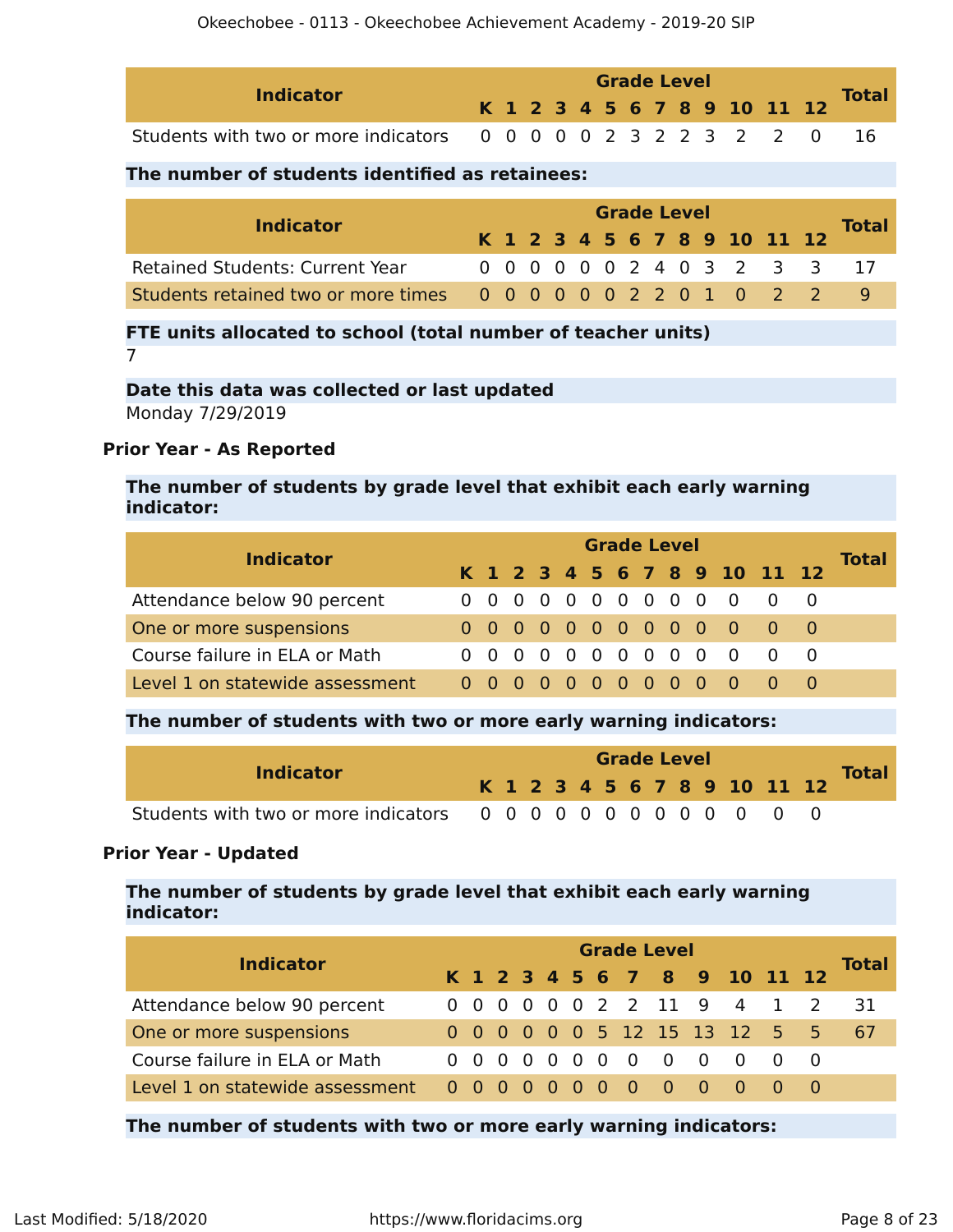| Indicator | K | 1 | 2 | 3 | 4 | 5 | 6 | 7 | 8 | 9 | 10 | 11 | 12 | Total |
|---|---|---|---|---|---|---|---|---|---|---|---|---|---|---|
| Students with two or more indicators | 0 | 0 | 0 | 0 | 0 | 2 | 3 | 2 | 2 | 3 | 2 | 2 | 0 | 16 |

**The number of students identified as retainees:**

| Indicator | K | 1 | 2 | 3 | 4 | 5 | 6 | 7 | 8 | 9 | 10 | 11 | 12 | Total |
|---|---|---|---|---|---|---|---|---|---|---|---|---|---|---|
| Retained Students: Current Year | 0 | 0 | 0 | 0 | 0 | 0 | 2 | 4 | 0 | 3 | 2 | 3 | 3 | 17 |
| Students retained two or more times | 0 | 0 | 0 | 0 | 0 | 0 | 2 | 2 | 0 | 1 | 0 | 2 | 2 | 9 |

**FTE units allocated to school (total number of teacher units)**

7

**Date this data was collected or last updated**

Monday 7/29/2019

### Prior Year - As Reported

**The number of students by grade level that exhibit each early warning indicator:**

| Indicator | K | 1 | 2 | 3 | 4 | 5 | 6 | 7 | 8 | 9 | 10 | 11 | 12 | Total |
|---|---|---|---|---|---|---|---|---|---|---|---|---|---|---|
| Attendance below 90 percent | 0 | 0 | 0 | 0 | 0 | 0 | 0 | 0 | 0 | 0 | 0 | 0 | 0 | |
| One or more suspensions | 0 | 0 | 0 | 0 | 0 | 0 | 0 | 0 | 0 | 0 | 0 | 0 | 0 | |
| Course failure in ELA or Math | 0 | 0 | 0 | 0 | 0 | 0 | 0 | 0 | 0 | 0 | 0 | 0 | 0 | |
| Level 1 on statewide assessment | 0 | 0 | 0 | 0 | 0 | 0 | 0 | 0 | 0 | 0 | 0 | 0 | 0 | |

**The number of students with two or more early warning indicators:**

| Indicator | K | 1 | 2 | 3 | 4 | 5 | 6 | 7 | 8 | 9 | 10 | 11 | 12 | Total |
|---|---|---|---|---|---|---|---|---|---|---|---|---|---|---|
| Students with two or more indicators | 0 | 0 | 0 | 0 | 0 | 0 | 0 | 0 | 0 | 0 | 0 | 0 | 0 | |

### Prior Year - Updated

**The number of students by grade level that exhibit each early warning indicator:**

| Indicator | K | 1 | 2 | 3 | 4 | 5 | 6 | 7 | 8 | 9 | 10 | 11 | 12 | Total |
|---|---|---|---|---|---|---|---|---|---|---|---|---|---|---|
| Attendance below 90 percent | 0 | 0 | 0 | 0 | 0 | 0 | 2 | 2 | 11 | 9 | 4 | 1 | 2 | 31 |
| One or more suspensions | 0 | 0 | 0 | 0 | 0 | 0 | 5 | 12 | 15 | 13 | 12 | 5 | 5 | 67 |
| Course failure in ELA or Math | 0 | 0 | 0 | 0 | 0 | 0 | 0 | 0 | 0 | 0 | 0 | 0 | 0 | |
| Level 1 on statewide assessment | 0 | 0 | 0 | 0 | 0 | 0 | 0 | 0 | 0 | 0 | 0 | 0 | 0 | |

**The number of students with two or more early warning indicators:**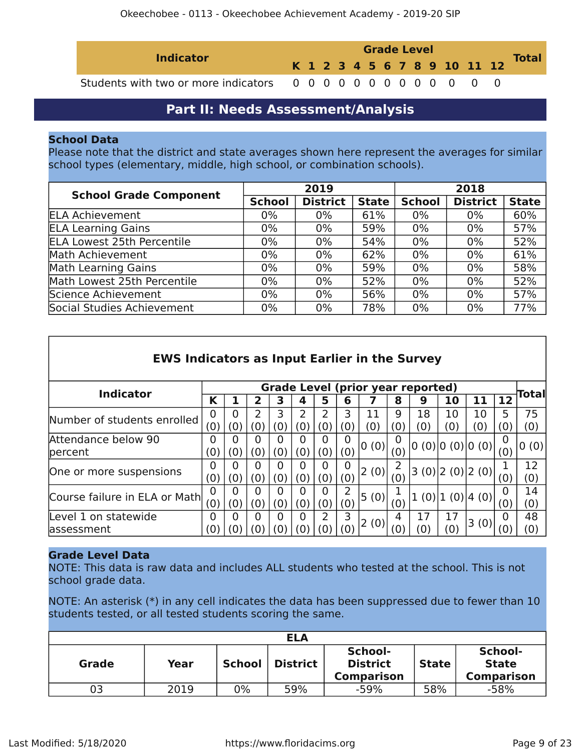| Indicator | Grade Level | | | | | | | | | | | | | Total |
|---|---|---|---|---|---|---|---|---|---|---|---|---|---|---|
| | K | 1 | 2 | 3 | 4 | 5 | 6 | 7 | 8 | 9 | 10 | 11 | 12 | |
| Students with two or more indicators | 0 | 0 | 0 | 0 | 0 | 0 | 0 | 0 | 0 | 0 | 0 | 0 | 0 | |

## Part II: Needs Assessment/Analysis

### School Data

Please note that the district and state averages shown here represent the averages for similar school types (elementary, middle, high school, or combination schools).

| School Grade Component | 2019 | | | 2018 | | |
|---|---|---|---|---|---|---|
| | School | District | State | School | District | State |
| ELA Achievement | 0% | 0% | 61% | 0% | 0% | 60% |
| ELA Learning Gains | 0% | 0% | 59% | 0% | 0% | 57% |
| ELA Lowest 25th Percentile | 0% | 0% | 54% | 0% | 0% | 52% |
| Math Achievement | 0% | 0% | 62% | 0% | 0% | 61% |
| Math Learning Gains | 0% | 0% | 59% | 0% | 0% | 58% |
| Math Lowest 25th Percentile | 0% | 0% | 52% | 0% | 0% | 52% |
| Science Achievement | 0% | 0% | 56% | 0% | 0% | 57% |
| Social Studies Achievement | 0% | 0% | 78% | 0% | 0% | 77% |

### EWS Indicators as Input Earlier in the Survey

| Indicator | Grade Level (prior year reported) | | | | | | | | | | | | | Total |
|---|---|---|---|---|---|---|---|---|---|---|---|---|---|---|
| | K | 1 | 2 | 3 | 4 | 5 | 6 | 7 | 8 | 9 | 10 | 11 | 12 | |
| Number of students enrolled | 0 (0) | 0 (0) | 2 (0) | 3 (0) | 2 (0) | 2 (0) | 3 (0) | 11 (0) | 9 (0) | 18 (0) | 10 (0) | 10 (0) | 5 (0) | 75 (0) |
| Attendance below 90 percent | 0 (0) | 0 (0) | 0 (0) | 0 (0) | 0 (0) | 0 (0) | 0 (0) | 0 (0) | 0 (0) | 0 (0) | 0 (0) | 0 (0) | 0 (0) | 0 (0) |
| One or more suspensions | 0 (0) | 0 (0) | 0 (0) | 0 (0) | 0 (0) | 0 (0) | 0 (0) | 2 (0) | 2 (0) | 3 (0) | 2 (0) | 2 (0) | 1 (0) | 12 (0) |
| Course failure in ELA or Math | 0 (0) | 0 (0) | 0 (0) | 0 (0) | 0 (0) | 0 (0) | 2 (0) | 5 (0) | 1 (0) | 1 (0) | 1 (0) | 4 (0) | 0 (0) | 14 (0) |
| Level 1 on statewide assessment | 0 (0) | 0 (0) | 0 (0) | 0 (0) | 0 (0) | 2 (0) | 3 (0) | 2 (0) | 4 (0) | 17 (0) | 17 (0) | 3 (0) | 0 (0) | 48 (0) |

### Grade Level Data

NOTE: This data is raw data and includes ALL students who tested at the school. This is not school grade data.

NOTE: An asterisk (*) in any cell indicates the data has been suppressed due to fewer than 10 students tested, or all tested students scoring the same.

| ELA | | | | | | |
|---|---|---|---|---|---|---|
| Grade | Year | School | District | School-District Comparison | State | School-State Comparison |
| 03 | 2019 | 0% | 59% | -59% | 58% | -58% |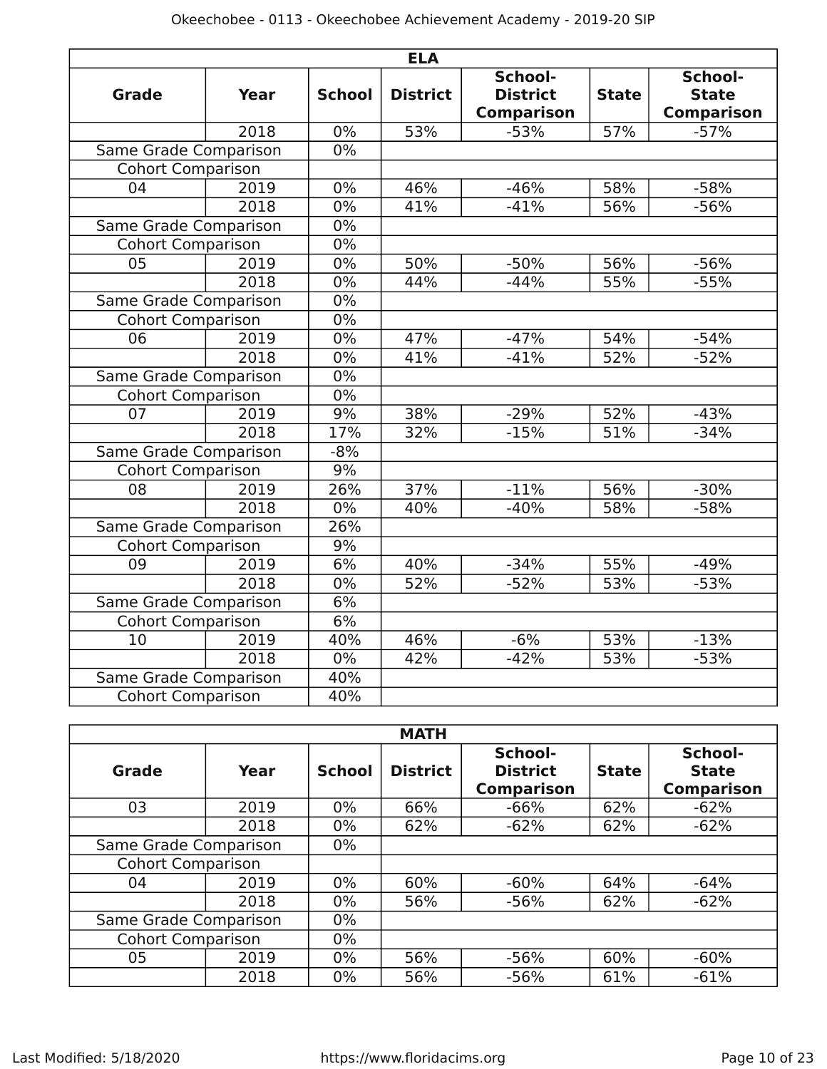| ELA | | | | | | |
|---|---|---|---|---|---|---|
| **Grade** | **Year** | **School** | **District** | **School-District Comparison** | **State** | **School-State Comparison** |
| | 2018 | 0% | 53% | -53% | 57% | -57% |
| Same Grade Comparison | | 0% | | | | |
| Cohort Comparison | | | | | | |
| 04 | 2019 | 0% | 46% | -46% | 58% | -58% |
| | 2018 | 0% | 41% | -41% | 56% | -56% |
| Same Grade Comparison | | 0% | | | | |
| Cohort Comparison | | 0% | | | | |
| 05 | 2019 | 0% | 50% | -50% | 56% | -56% |
| | 2018 | 0% | 44% | -44% | 55% | -55% |
| Same Grade Comparison | | 0% | | | | |
| Cohort Comparison | | 0% | | | | |
| 06 | 2019 | 0% | 47% | -47% | 54% | -54% |
| | 2018 | 0% | 41% | -41% | 52% | -52% |
| Same Grade Comparison | | 0% | | | | |
| Cohort Comparison | | 0% | | | | |
| 07 | 2019 | 9% | 38% | -29% | 52% | -43% |
| | 2018 | 17% | 32% | -15% | 51% | -34% |
| Same Grade Comparison | | -8% | | | | |
| Cohort Comparison | | 9% | | | | |
| 08 | 2019 | 26% | 37% | -11% | 56% | -30% |
| | 2018 | 0% | 40% | -40% | 58% | -58% |
| Same Grade Comparison | | 26% | | | | |
| Cohort Comparison | | 9% | | | | |
| 09 | 2019 | 6% | 40% | -34% | 55% | -49% |
| | 2018 | 0% | 52% | -52% | 53% | -53% |
| Same Grade Comparison | | 6% | | | | |
| Cohort Comparison | | 6% | | | | |
| 10 | 2019 | 40% | 46% | -6% | 53% | -13% |
| | 2018 | 0% | 42% | -42% | 53% | -53% |
| Same Grade Comparison | | 40% | | | | |
| Cohort Comparison | | 40% | | | | |

| MATH | | | | | | |
|---|---|---|---|---|---|---|
| **Grade** | **Year** | **School** | **District** | **School-District Comparison** | **State** | **School-State Comparison** |
| 03 | 2019 | 0% | 66% | -66% | 62% | -62% |
| | 2018 | 0% | 62% | -62% | 62% | -62% |
| Same Grade Comparison | | 0% | | | | |
| Cohort Comparison | | | | | | |
| 04 | 2019 | 0% | 60% | -60% | 64% | -64% |
| | 2018 | 0% | 56% | -56% | 62% | -62% |
| Same Grade Comparison | | 0% | | | | |
| Cohort Comparison | | 0% | | | | |
| 05 | 2019 | 0% | 56% | -56% | 60% | -60% |
| | 2018 | 0% | 56% | -56% | 61% | -61% |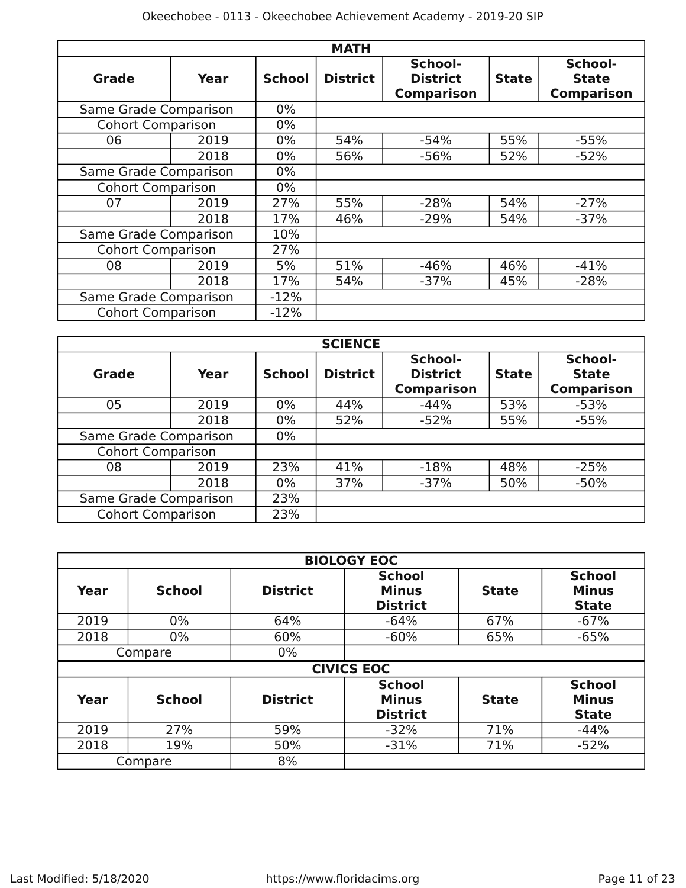| MATH | | | | | | |
|---|---|---|---|---|---|---|
| **Grade** | **Year** | **School** | **District** | **School-District Comparison** | **State** | **School-State Comparison** |
| Same Grade Comparison | | 0% | | | | |
| Cohort Comparison | | 0% | | | | |
| 06 | 2019 | 0% | 54% | -54% | 55% | -55% |
| | 2018 | 0% | 56% | -56% | 52% | -52% |
| Same Grade Comparison | | 0% | | | | |
| Cohort Comparison | | 0% | | | | |
| 07 | 2019 | 27% | 55% | -28% | 54% | -27% |
| | 2018 | 17% | 46% | -29% | 54% | -37% |
| Same Grade Comparison | | 10% | | | | |
| Cohort Comparison | | 27% | | | | |
| 08 | 2019 | 5% | 51% | -46% | 46% | -41% |
| | 2018 | 17% | 54% | -37% | 45% | -28% |
| Same Grade Comparison | | -12% | | | | |
| Cohort Comparison | | -12% | | | | |

| SCIENCE | | | | | | |
|---|---|---|---|---|---|---|
| **Grade** | **Year** | **School** | **District** | **School-District Comparison** | **State** | **School-State Comparison** |
| 05 | 2019 | 0% | 44% | -44% | 53% | -53% |
| | 2018 | 0% | 52% | -52% | 55% | -55% |
| Same Grade Comparison | | 0% | | | | |
| Cohort Comparison | | | | | | |
| 08 | 2019 | 23% | 41% | -18% | 48% | -25% |
| | 2018 | 0% | 37% | -37% | 50% | -50% |
| Same Grade Comparison | | 23% | | | | |
| Cohort Comparison | | 23% | | | | |

| BIOLOGY EOC | | | | | |
|---|---|---|---|---|---|
| **Year** | **School** | **District** | **School Minus District** | **State** | **School Minus State** |
| 2019 | 0% | 64% | -64% | 67% | -67% |
| 2018 | 0% | 60% | -60% | 65% | -65% |
| Compare | | 0% | | | |

| CIVICS EOC | | | | | |
|---|---|---|---|---|---|
| **Year** | **School** | **District** | **School Minus District** | **State** | **School Minus State** |
| 2019 | 27% | 59% | -32% | 71% | -44% |
| 2018 | 19% | 50% | -31% | 71% | -52% |
| Compare | | 8% | | | |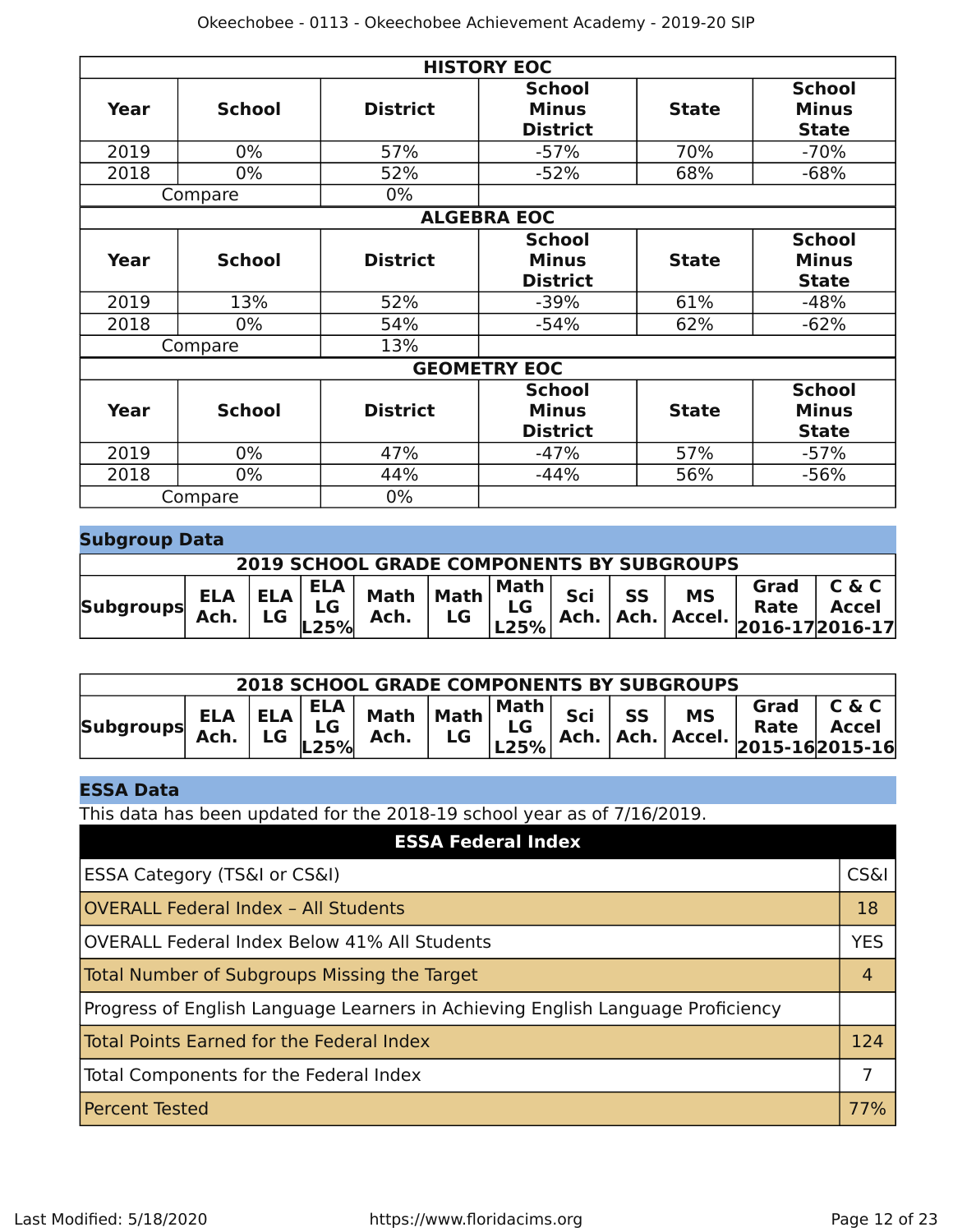| HISTORY EOC | | | | | |
|---|---|---|---|---|---|
| Year | School | District | School Minus District | State | School Minus State |
| 2019 | 0% | 57% | -57% | 70% | -70% |
| 2018 | 0% | 52% | -52% | 68% | -68% |
| Compare | | 0% | | | |

| ALGEBRA EOC | | | | | |
|---|---|---|---|---|---|
| Year | School | District | School Minus District | State | School Minus State |
| 2019 | 13% | 52% | -39% | 61% | -48% |
| 2018 | 0% | 54% | -54% | 62% | -62% |
| Compare | | 13% | | | |

| GEOMETRY EOC | | | | | |
|---|---|---|---|---|---|
| Year | School | District | School Minus District | State | School Minus State |
| 2019 | 0% | 47% | -47% | 57% | -57% |
| 2018 | 0% | 44% | -44% | 56% | -56% |
| Compare | | 0% | | | |

## Subgroup Data

| 2019 SCHOOL GRADE COMPONENTS BY SUBGROUPS | | | | | | | | | | | |
|---|---|---|---|---|---|---|---|---|---|---|---|
| Subgroups | ELA Ach. | ELA LG | ELA LG L25% | Math Ach. | Math LG | Math LG L25% | Sci Ach. | SS Ach. | MS Accel. | Grad Rate 2016-17 | C & C Accel 2016-17 |

| 2018 SCHOOL GRADE COMPONENTS BY SUBGROUPS | | | | | | | | | | | |
|---|---|---|---|---|---|---|---|---|---|---|---|
| Subgroups | ELA Ach. | ELA LG | ELA LG L25% | Math Ach. | Math LG | Math LG L25% | Sci Ach. | SS Ach. | MS Accel. | Grad Rate 2015-16 | C & C Accel 2015-16 |

## ESSA Data

This data has been updated for the 2018-19 school year as of 7/16/2019.

| ESSA Federal Index | |
|---|---|
| ESSA Category (TS&I or CS&I) | CS&I |
| OVERALL Federal Index – All Students | 18 |
| OVERALL Federal Index Below 41% All Students | YES |
| Total Number of Subgroups Missing the Target | 4 |
| Progress of English Language Learners in Achieving English Language Proficiency | |
| Total Points Earned for the Federal Index | 124 |
| Total Components for the Federal Index | 7 |
| Percent Tested | 77% |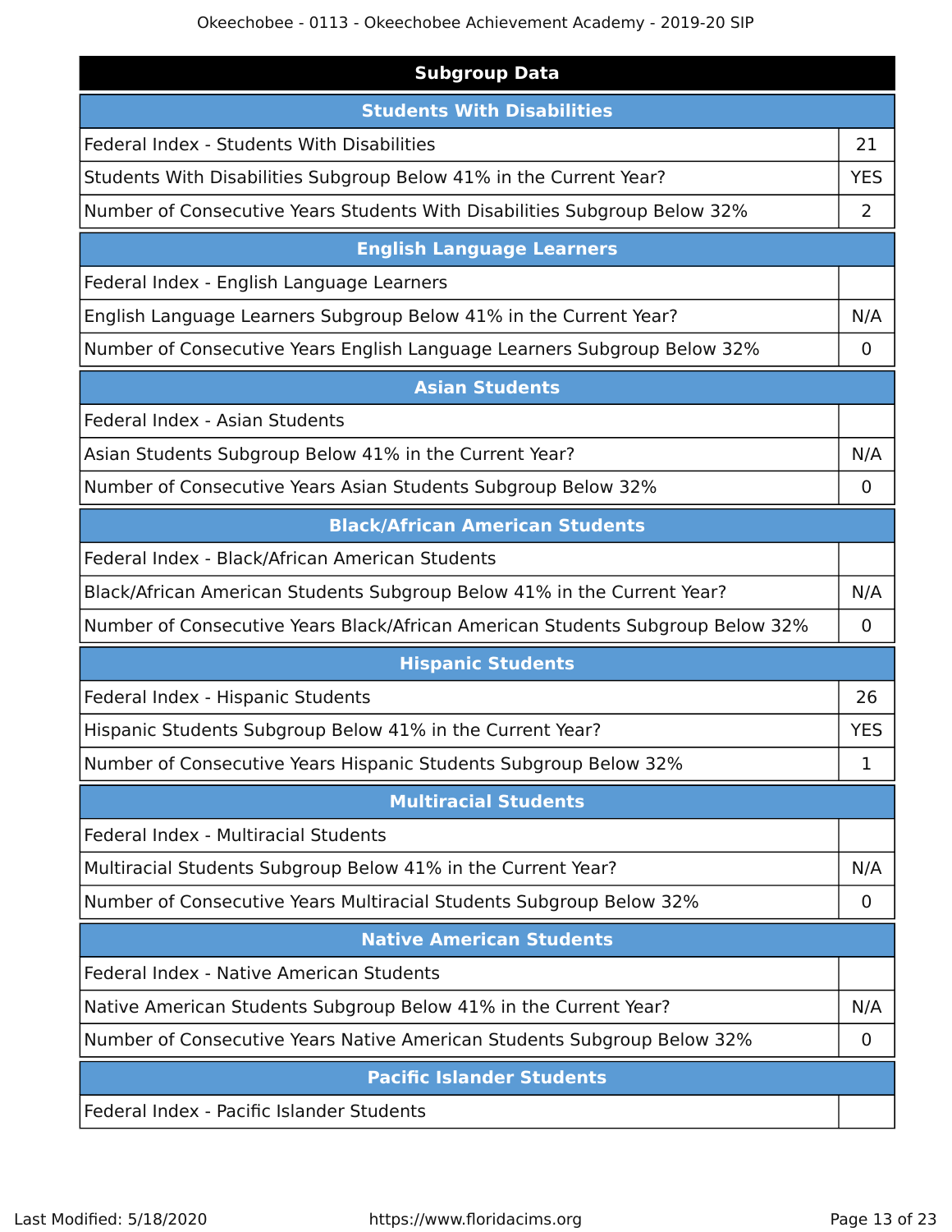## Subgroup Data

| Students With Disabilities | |
|---|---|
| Federal Index - Students With Disabilities | 21 |
| Students With Disabilities Subgroup Below 41% in the Current Year? | YES |
| Number of Consecutive Years Students With Disabilities Subgroup Below 32% | 2 |

| English Language Learners | |
|---|---|
| Federal Index - English Language Learners | |
| English Language Learners Subgroup Below 41% in the Current Year? | N/A |
| Number of Consecutive Years English Language Learners Subgroup Below 32% | 0 |

| Asian Students | |
|---|---|
| Federal Index - Asian Students | |
| Asian Students Subgroup Below 41% in the Current Year? | N/A |
| Number of Consecutive Years Asian Students Subgroup Below 32% | 0 |

| Black/African American Students | |
|---|---|
| Federal Index - Black/African American Students | |
| Black/African American Students Subgroup Below 41% in the Current Year? | N/A |
| Number of Consecutive Years Black/African American Students Subgroup Below 32% | 0 |

| Hispanic Students | |
|---|---|
| Federal Index - Hispanic Students | 26 |
| Hispanic Students Subgroup Below 41% in the Current Year? | YES |
| Number of Consecutive Years Hispanic Students Subgroup Below 32% | 1 |

| Multiracial Students | |
|---|---|
| Federal Index - Multiracial Students | |
| Multiracial Students Subgroup Below 41% in the Current Year? | N/A |
| Number of Consecutive Years Multiracial Students Subgroup Below 32% | 0 |

| Native American Students | |
|---|---|
| Federal Index - Native American Students | |
| Native American Students Subgroup Below 41% in the Current Year? | N/A |
| Number of Consecutive Years Native American Students Subgroup Below 32% | 0 |

| Pacific Islander Students | |
|---|---|
| Federal Index - Pacific Islander Students | |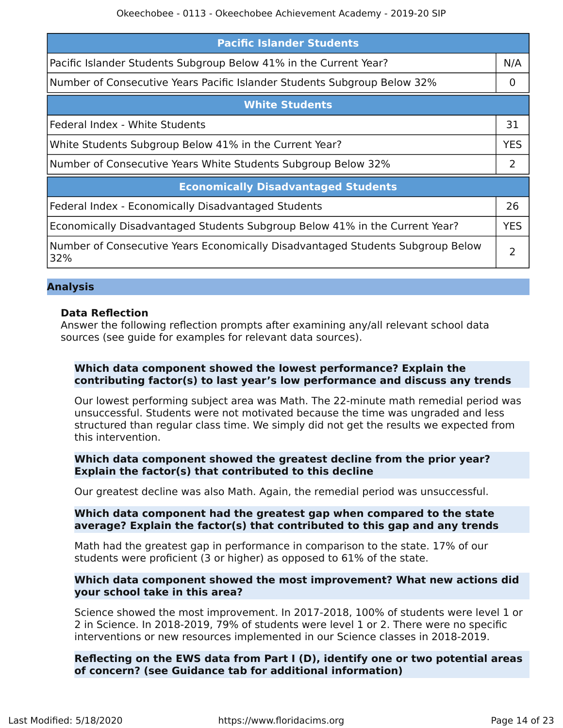| Pacific Islander Students | |
|---|---|
| Pacific Islander Students Subgroup Below 41% in the Current Year? | N/A |
| Number of Consecutive Years Pacific Islander Students Subgroup Below 32% | 0 |

| White Students | |
|---|---|
| Federal Index - White Students | 31 |
| White Students Subgroup Below 41% in the Current Year? | YES |
| Number of Consecutive Years White Students Subgroup Below 32% | 2 |

| Economically Disadvantaged Students | |
|---|---|
| Federal Index - Economically Disadvantaged Students | 26 |
| Economically Disadvantaged Students Subgroup Below 41% in the Current Year? | YES |
| Number of Consecutive Years Economically Disadvantaged Students Subgroup Below 32% | 2 |

## Analysis

### Data Reflection

Answer the following reflection prompts after examining any/all relevant school data sources (see guide for examples for relevant data sources).

**Which data component showed the lowest performance? Explain the contributing factor(s) to last year's low performance and discuss any trends**

Our lowest performing subject area was Math. The 22-minute math remedial period was unsuccessful. Students were not motivated because the time was ungraded and less structured than regular class time. We simply did not get the results we expected from this intervention.

**Which data component showed the greatest decline from the prior year? Explain the factor(s) that contributed to this decline**

Our greatest decline was also Math. Again, the remedial period was unsuccessful.

**Which data component had the greatest gap when compared to the state average? Explain the factor(s) that contributed to this gap and any trends**

Math had the greatest gap in performance in comparison to the state. 17% of our students were proficient (3 or higher) as opposed to 61% of the state.

**Which data component showed the most improvement? What new actions did your school take in this area?**

Science showed the most improvement. In 2017-2018, 100% of students were level 1 or 2 in Science. In 2018-2019, 79% of students were level 1 or 2. There were no specific interventions or new resources implemented in our Science classes in 2018-2019.

**Reflecting on the EWS data from Part I (D), identify one or two potential areas of concern? (see Guidance tab for additional information)**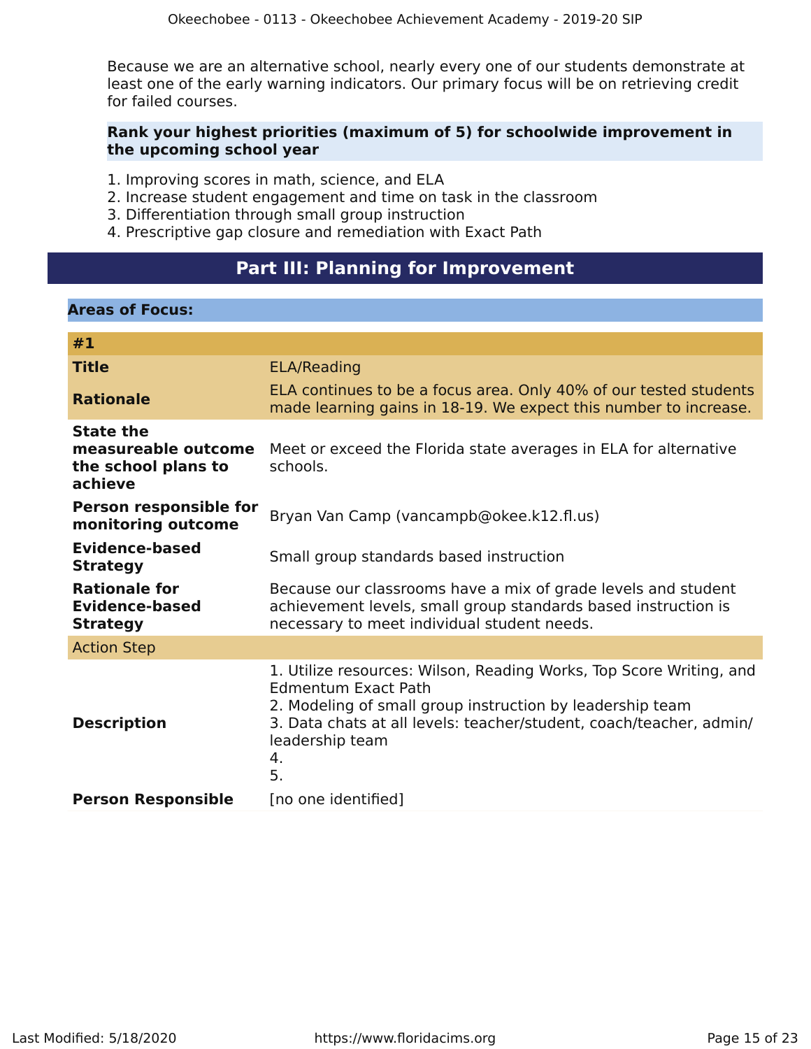Because we are an alternative school, nearly every one of our students demonstrate at least one of the early warning indicators. Our primary focus will be on retrieving credit for failed courses.

**Rank your highest priorities (maximum of 5) for schoolwide improvement in the upcoming school year**

1. Improving scores in math, science, and ELA
2. Increase student engagement and time on task in the classroom
3. Differentiation through small group instruction
4. Prescriptive gap closure and remediation with Exact Path

# Part III: Planning for Improvement

## Areas of Focus:

### #1

| | |
|---|---|
| **Title** | ELA/Reading |
| **Rationale** | ELA continues to be a focus area. Only 40% of our tested students made learning gains in 18-19. We expect this number to increase. |
| **State the measureable outcome the school plans to achieve** | Meet or exceed the Florida state averages in ELA for alternative schools. |
| **Person responsible for monitoring outcome** | Bryan Van Camp (vancampb@okee.k12.fl.us) |
| **Evidence-based Strategy** | Small group standards based instruction |
| **Rationale for Evidence-based Strategy** | Because our classrooms have a mix of grade levels and student achievement levels, small group standards based instruction is necessary to meet individual student needs. |
| Action Step | |
| **Description** | 1. Utilize resources: Wilson, Reading Works, Top Score Writing, and Edmentum Exact Path<br>2. Modeling of small group instruction by leadership team<br>3. Data chats at all levels: teacher/student, coach/teacher, admin/leadership team<br>4.<br>5. |
| **Person Responsible** | [no one identified] |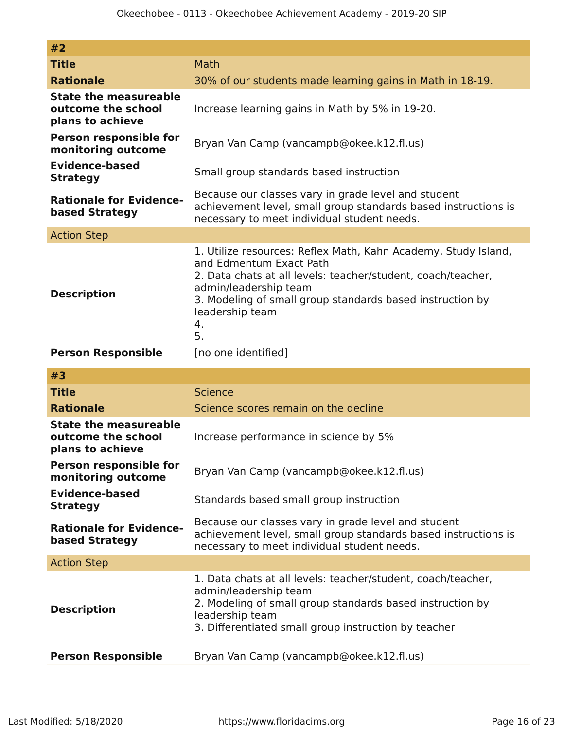| #2 | |
|---|---|
| **Title** | Math |
| **Rationale** | 30% of our students made learning gains in Math in 18-19. |
| **State the measureable outcome the school plans to achieve** | Increase learning gains in Math by 5% in 19-20. |
| **Person responsible for monitoring outcome** | Bryan Van Camp (vancampb@okee.k12.fl.us) |
| **Evidence-based Strategy** | Small group standards based instruction |
| **Rationale for Evidence-based Strategy** | Because our classes vary in grade level and student achievement level, small group standards based instructions is necessary to meet individual student needs. |
| Action Step | |
| **Description** | 1. Utilize resources: Reflex Math, Kahn Academy, Study Island, and Edmentum Exact Path<br>2. Data chats at all levels: teacher/student, coach/teacher, admin/leadership team<br>3. Modeling of small group standards based instruction by leadership team<br>4.<br>5. |
| **Person Responsible** | [no one identified] |

| #3 | |
|---|---|
| **Title** | Science |
| **Rationale** | Science scores remain on the decline |
| **State the measureable outcome the school plans to achieve** | Increase performance in science by 5% |
| **Person responsible for monitoring outcome** | Bryan Van Camp (vancampb@okee.k12.fl.us) |
| **Evidence-based Strategy** | Standards based small group instruction |
| **Rationale for Evidence-based Strategy** | Because our classes vary in grade level and student achievement level, small group standards based instructions is necessary to meet individual student needs. |
| Action Step | |
| **Description** | 1. Data chats at all levels: teacher/student, coach/teacher, admin/leadership team<br>2. Modeling of small group standards based instruction by leadership team<br>3. Differentiated small group instruction by teacher |
| **Person Responsible** | Bryan Van Camp (vancampb@okee.k12.fl.us) |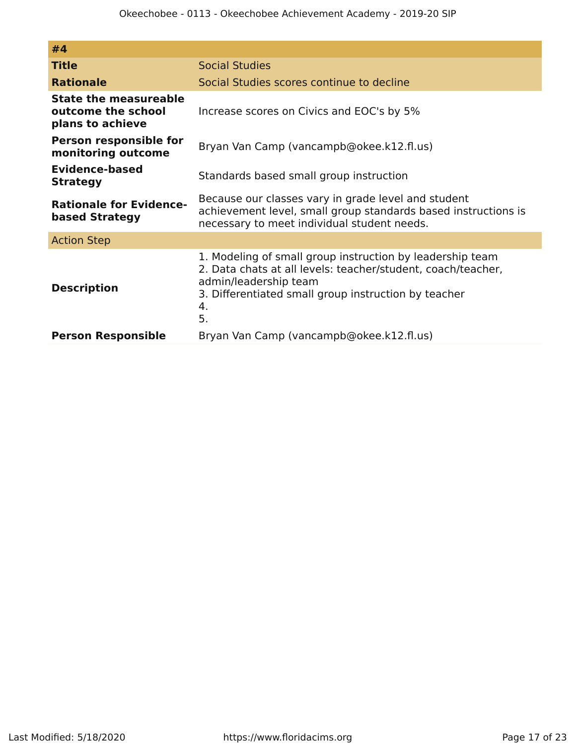| #4 | |
|---|---|
| **Title** | Social Studies |
| **Rationale** | Social Studies scores continue to decline |
| **State the measureable outcome the school plans to achieve** | Increase scores on Civics and EOC's by 5% |
| **Person responsible for monitoring outcome** | Bryan Van Camp (vancampb@okee.k12.fl.us) |
| **Evidence-based Strategy** | Standards based small group instruction |
| **Rationale for Evidence-based Strategy** | Because our classes vary in grade level and student achievement level, small group standards based instructions is necessary to meet individual student needs. |
| Action Step | |
| **Description** | 1. Modeling of small group instruction by leadership team<br>2. Data chats at all levels: teacher/student, coach/teacher, admin/leadership team<br>3. Differentiated small group instruction by teacher<br>4.<br>5. |
| **Person Responsible** | Bryan Van Camp (vancampb@okee.k12.fl.us) |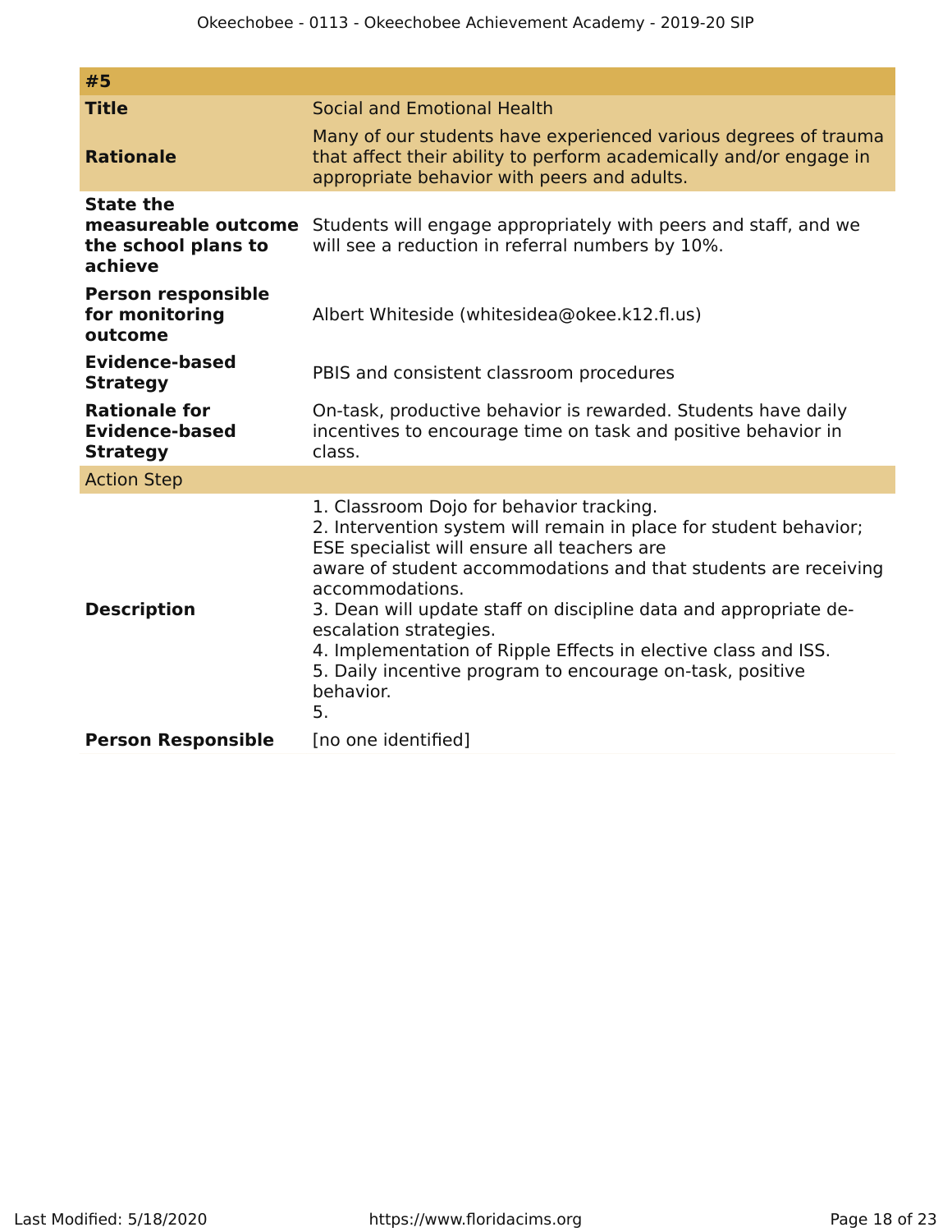| #5 | |
|---|---|
| **Title** | Social and Emotional Health |
| **Rationale** | Many of our students have experienced various degrees of trauma that affect their ability to perform academically and/or engage in appropriate behavior with peers and adults. |
| **State the measureable outcome the school plans to achieve** | Students will engage appropriately with peers and staff, and we will see a reduction in referral numbers by 10%. |
| **Person responsible for monitoring outcome** | Albert Whiteside (whitesidea@okee.k12.fl.us) |
| **Evidence-based Strategy** | PBIS and consistent classroom procedures |
| **Rationale for Evidence-based Strategy** | On-task, productive behavior is rewarded. Students have daily incentives to encourage time on task and positive behavior in class. |
| Action Step | |
| **Description** | 1. Classroom Dojo for behavior tracking.<br>2. Intervention system will remain in place for student behavior; ESE specialist will ensure all teachers are<br>aware of student accommodations and that students are receiving accommodations.<br>3. Dean will update staff on discipline data and appropriate de-escalation strategies.<br>4. Implementation of Ripple Effects in elective class and ISS.<br>5. Daily incentive program to encourage on-task, positive behavior.<br>5. |
| **Person Responsible** | [no one identified] |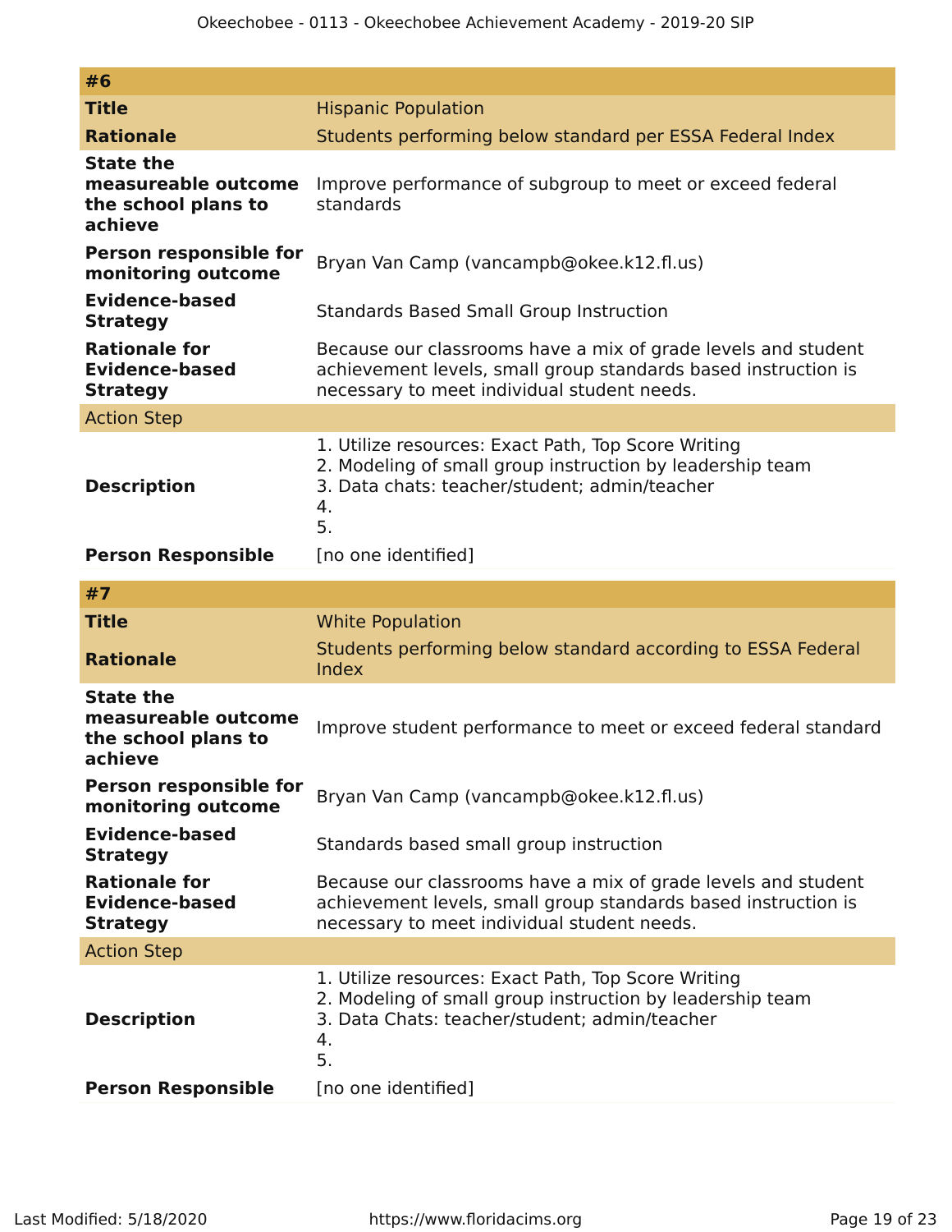| #6 | |
|---|---|
| **Title** | Hispanic Population |
| **Rationale** | Students performing below standard per ESSA Federal Index |
| **State the measureable outcome the school plans to achieve** | Improve performance of subgroup to meet or exceed federal standards |
| **Person responsible for monitoring outcome** | Bryan Van Camp (vancampb@okee.k12.fl.us) |
| **Evidence-based Strategy** | Standards Based Small Group Instruction |
| **Rationale for Evidence-based Strategy** | Because our classrooms have a mix of grade levels and student achievement levels, small group standards based instruction is necessary to meet individual student needs. |
| Action Step | |
| **Description** | 1. Utilize resources: Exact Path, Top Score Writing<br>2. Modeling of small group instruction by leadership team<br>3. Data chats: teacher/student; admin/teacher<br>4.<br>5. |
| **Person Responsible** | [no one identified] |

| #7 | |
|---|---|
| **Title** | White Population |
| **Rationale** | Students performing below standard according to ESSA Federal Index |
| **State the measureable outcome the school plans to achieve** | Improve student performance to meet or exceed federal standard |
| **Person responsible for monitoring outcome** | Bryan Van Camp (vancampb@okee.k12.fl.us) |
| **Evidence-based Strategy** | Standards based small group instruction |
| **Rationale for Evidence-based Strategy** | Because our classrooms have a mix of grade levels and student achievement levels, small group standards based instruction is necessary to meet individual student needs. |
| Action Step | |
| **Description** | 1. Utilize resources: Exact Path, Top Score Writing<br>2. Modeling of small group instruction by leadership team<br>3. Data Chats: teacher/student; admin/teacher<br>4.<br>5. |
| **Person Responsible** | [no one identified] |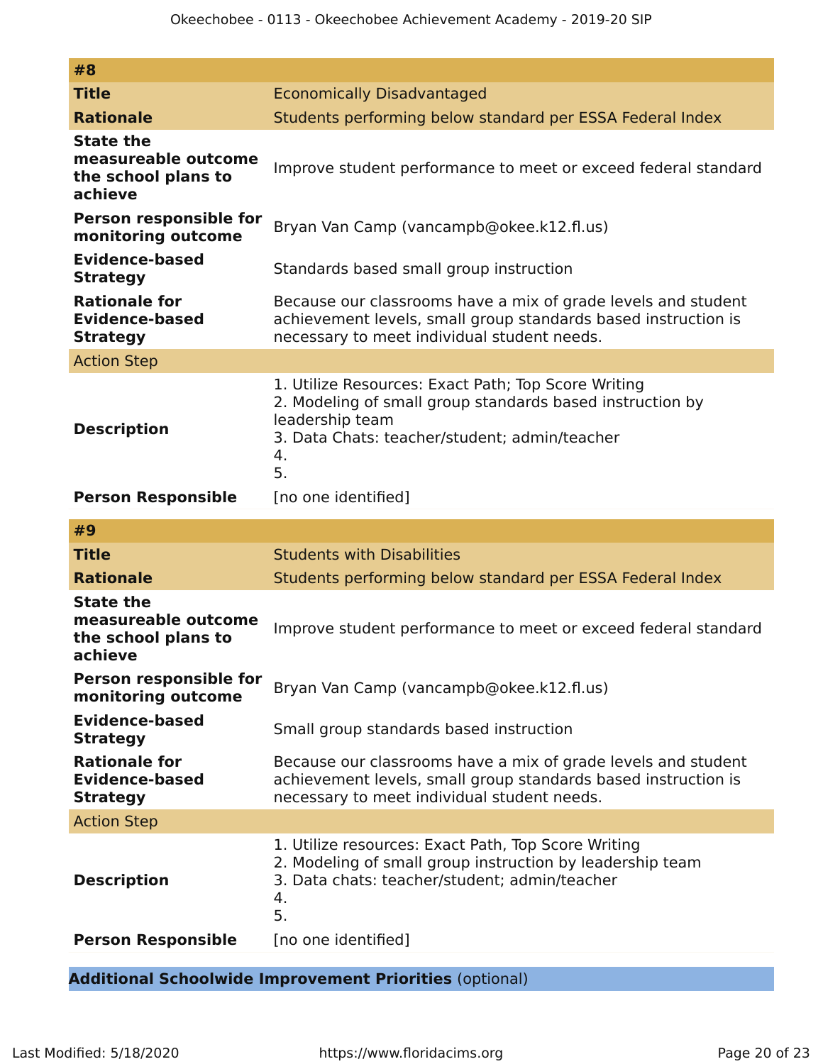| #8 | |
|---|---|
| **Title** | Economically Disadvantaged |
| **Rationale** | Students performing below standard per ESSA Federal Index |
| **State the measureable outcome the school plans to achieve** | Improve student performance to meet or exceed federal standard |
| **Person responsible for monitoring outcome** | Bryan Van Camp (vancampb@okee.k12.fl.us) |
| **Evidence-based Strategy** | Standards based small group instruction |
| **Rationale for Evidence-based Strategy** | Because our classrooms have a mix of grade levels and student achievement levels, small group standards based instruction is necessary to meet individual student needs. |
| Action Step | |
| **Description** | 1. Utilize Resources: Exact Path; Top Score Writing<br>2. Modeling of small group standards based instruction by leadership team<br>3. Data Chats: teacher/student; admin/teacher<br>4.<br>5. |
| **Person Responsible** | [no one identified] |

| #9 | |
|---|---|
| **Title** | Students with Disabilities |
| **Rationale** | Students performing below standard per ESSA Federal Index |
| **State the measureable outcome the school plans to achieve** | Improve student performance to meet or exceed federal standard |
| **Person responsible for monitoring outcome** | Bryan Van Camp (vancampb@okee.k12.fl.us) |
| **Evidence-based Strategy** | Small group standards based instruction |
| **Rationale for Evidence-based Strategy** | Because our classrooms have a mix of grade levels and student achievement levels, small group standards based instruction is necessary to meet individual student needs. |
| Action Step | |
| **Description** | 1. Utilize resources: Exact Path, Top Score Writing<br>2. Modeling of small group instruction by leadership team<br>3. Data chats: teacher/student; admin/teacher<br>4.<br>5. |
| **Person Responsible** | [no one identified] |

**Additional Schoolwide Improvement Priorities** (optional)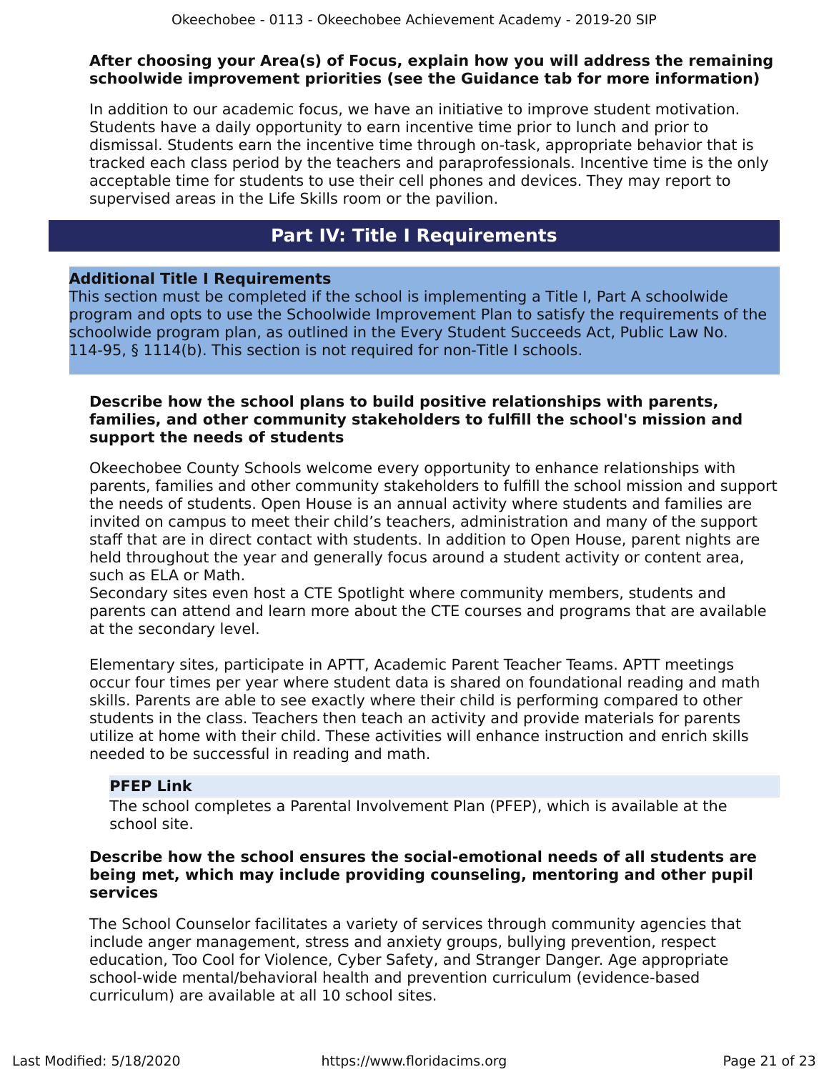**After choosing your Area(s) of Focus, explain how you will address the remaining schoolwide improvement priorities (see the Guidance tab for more information)**

In addition to our academic focus, we have an initiative to improve student motivation. Students have a daily opportunity to earn incentive time prior to lunch and prior to dismissal. Students earn the incentive time through on-task, appropriate behavior that is tracked each class period by the teachers and paraprofessionals. Incentive time is the only acceptable time for students to use their cell phones and devices. They may report to supervised areas in the Life Skills room or the pavilion.

## Part IV: Title I Requirements

**Additional Title I Requirements**

This section must be completed if the school is implementing a Title I, Part A schoolwide program and opts to use the Schoolwide Improvement Plan to satisfy the requirements of the schoolwide program plan, as outlined in the Every Student Succeeds Act, Public Law No. 114-95, § 1114(b). This section is not required for non-Title I schools.

**Describe how the school plans to build positive relationships with parents, families, and other community stakeholders to fulfill the school's mission and support the needs of students**

Okeechobee County Schools welcome every opportunity to enhance relationships with parents, families and other community stakeholders to fulfill the school mission and support the needs of students. Open House is an annual activity where students and families are invited on campus to meet their child's teachers, administration and many of the support staff that are in direct contact with students. In addition to Open House, parent nights are held throughout the year and generally focus around a student activity or content area, such as ELA or Math.
Secondary sites even host a CTE Spotlight where community members, students and parents can attend and learn more about the CTE courses and programs that are available at the secondary level.

Elementary sites, participate in APTT, Academic Parent Teacher Teams. APTT meetings occur four times per year where student data is shared on foundational reading and math skills. Parents are able to see exactly where their child is performing compared to other students in the class. Teachers then teach an activity and provide materials for parents utilize at home with their child. These activities will enhance instruction and enrich skills needed to be successful in reading and math.

**PFEP Link**

The school completes a Parental Involvement Plan (PFEP), which is available at the school site.

**Describe how the school ensures the social-emotional needs of all students are being met, which may include providing counseling, mentoring and other pupil services**

The School Counselor facilitates a variety of services through community agencies that include anger management, stress and anxiety groups, bullying prevention, respect education, Too Cool for Violence, Cyber Safety, and Stranger Danger. Age appropriate school-wide mental/behavioral health and prevention curriculum (evidence-based curriculum) are available at all 10 school sites.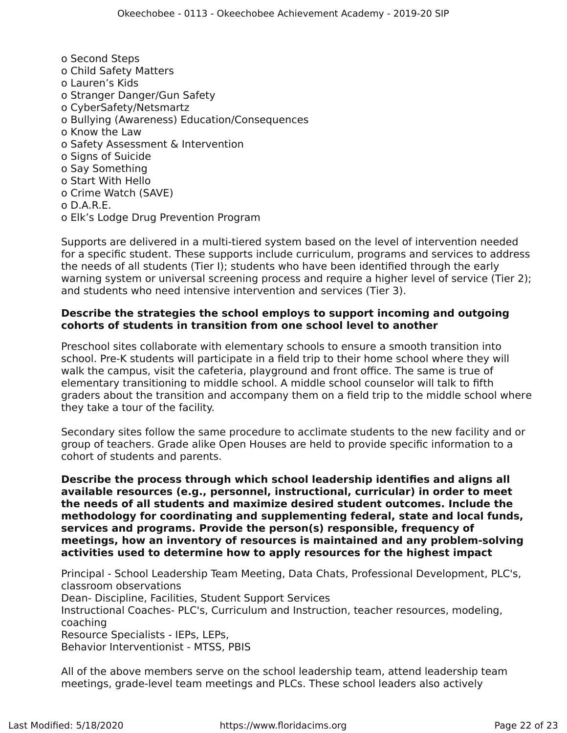o Second Steps
o Child Safety Matters
o Lauren's Kids
o Stranger Danger/Gun Safety
o CyberSafety/Netsmartz
o Bullying (Awareness) Education/Consequences
o Know the Law
o Safety Assessment & Intervention
o Signs of Suicide
o Say Something
o Start With Hello
o Crime Watch (SAVE)
o D.A.R.E.
o Elk's Lodge Drug Prevention Program

Supports are delivered in a multi-tiered system based on the level of intervention needed for a specific student. These supports include curriculum, programs and services to address the needs of all students (Tier I); students who have been identified through the early warning system or universal screening process and require a higher level of service (Tier 2); and students who need intensive intervention and services (Tier 3).

**Describe the strategies the school employs to support incoming and outgoing cohorts of students in transition from one school level to another**

Preschool sites collaborate with elementary schools to ensure a smooth transition into school. Pre-K students will participate in a field trip to their home school where they will walk the campus, visit the cafeteria, playground and front office. The same is true of elementary transitioning to middle school. A middle school counselor will talk to fifth graders about the transition and accompany them on a field trip to the middle school where they take a tour of the facility.

Secondary sites follow the same procedure to acclimate students to the new facility and or group of teachers. Grade alike Open Houses are held to provide specific information to a cohort of students and parents.

**Describe the process through which school leadership identifies and aligns all available resources (e.g., personnel, instructional, curricular) in order to meet the needs of all students and maximize desired student outcomes. Include the methodology for coordinating and supplementing federal, state and local funds, services and programs. Provide the person(s) responsible, frequency of meetings, how an inventory of resources is maintained and any problem-solving activities used to determine how to apply resources for the highest impact**

Principal - School Leadership Team Meeting, Data Chats, Professional Development, PLC's, classroom observations
Dean- Discipline, Facilities, Student Support Services
Instructional Coaches- PLC's, Curriculum and Instruction, teacher resources, modeling, coaching
Resource Specialists - IEPs, LEPs,
Behavior Interventionist - MTSS, PBIS

All of the above members serve on the school leadership team, attend leadership team meetings, grade-level team meetings and PLCs. These school leaders also actively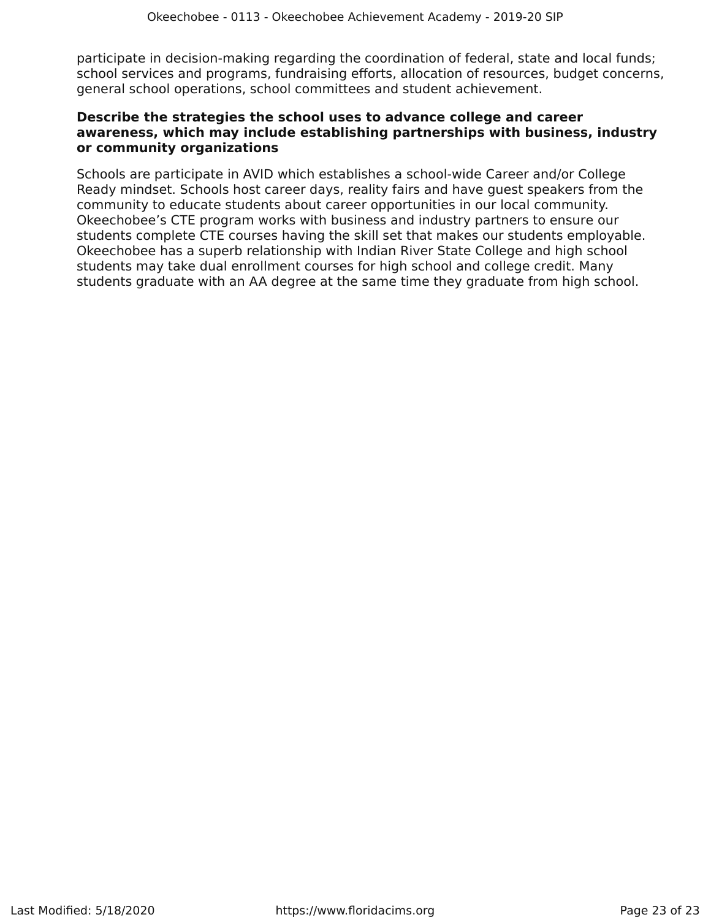participate in decision-making regarding the coordination of federal, state and local funds; school services and programs, fundraising efforts, allocation of resources, budget concerns, general school operations, school committees and student achievement.

**Describe the strategies the school uses to advance college and career awareness, which may include establishing partnerships with business, industry or community organizations**

Schools are participate in AVID which establishes a school-wide Career and/or College Ready mindset. Schools host career days, reality fairs and have guest speakers from the community to educate students about career opportunities in our local community. Okeechobee's CTE program works with business and industry partners to ensure our students complete CTE courses having the skill set that makes our students employable. Okeechobee has a superb relationship with Indian River State College and high school students may take dual enrollment courses for high school and college credit. Many students graduate with an AA degree at the same time they graduate from high school.